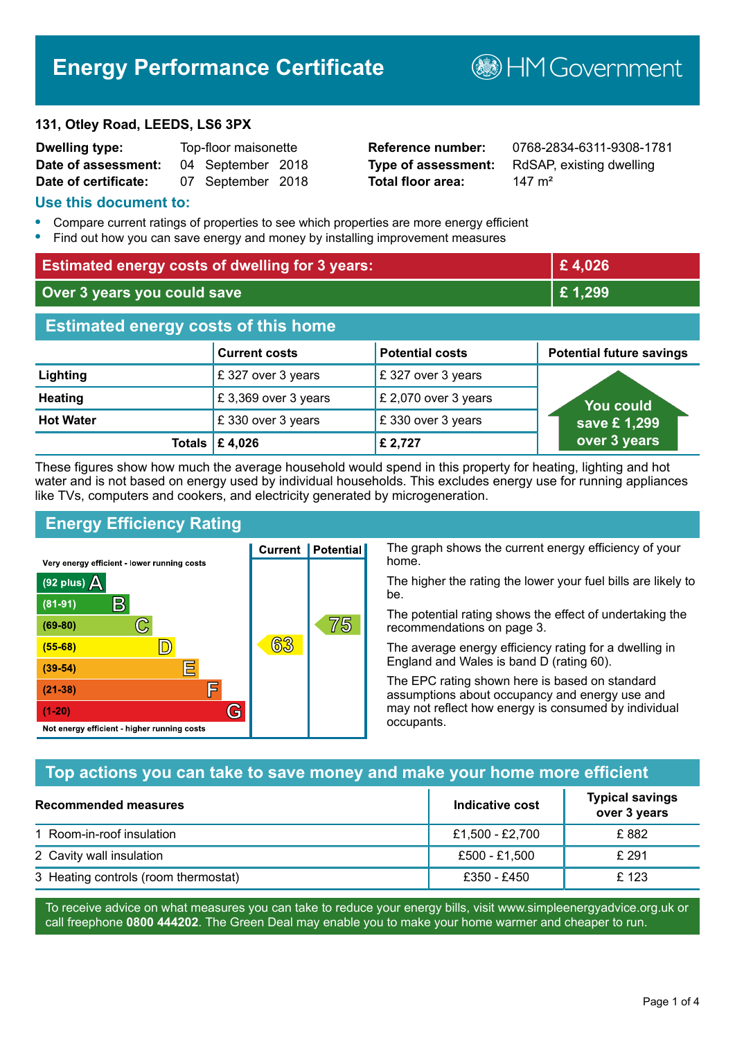# Energy Performance Certificate

HM Government

**131, Otley Road, LEEDS, LS6 3PX**

| | | | |
|---|---|---|---|
| **Dwelling type:** | Top-floor maisonette | **Reference number:** | 0768-2834-6311-9308-1781 |
| **Date of assessment:** | 04 September 2018 | **Type of assessment:** | RdSAP, existing dwelling |
| **Date of certificate:** | 07 September 2018 | **Total floor area:** | 147 m² |

## Use this document to:

- Compare current ratings of properties to see which properties are more energy efficient
- Find out how you can save energy and money by installing improvement measures

| | |
|---|---|
| **Estimated energy costs of dwelling for 3 years:** | **£ 4,026** |
| **Over 3 years you could save** | **£ 1,299** |

## Estimated energy costs of this home

| | Current costs | Potential costs | Potential future savings |
|---|---|---|---|
| **Lighting** | £ 327 over 3 years | £ 327 over 3 years | You could save £ 1,299 over 3 years |
| **Heating** | £ 3,369 over 3 years | £ 2,070 over 3 years | |
| **Hot Water** | £ 330 over 3 years | £ 330 over 3 years | |
| **Totals** | **£ 4,026** | **£ 2,727** | |

These figures show how much the average household would spend in this property for heating, lighting and hot water and is not based on energy used by individual households. This excludes energy use for running appliances like TVs, computers and cookers, and electricity generated by microgeneration.

## Energy Efficiency Rating

| Rating | Current | Potential |
|---|---|---|
| Very energy efficient - lower running costs | | |
| (92 plus) A | | |
| (81-91) B | | |
| (69-80) C | | 75 |
| (55-68) D | 63 | |
| (39-54) E | | |
| (21-38) F | | |
| (1-20) G | | |
| Not energy efficient - higher running costs | | |

The graph shows the current energy efficiency of your home.

The higher the rating the lower your fuel bills are likely to be.

The potential rating shows the effect of undertaking the recommendations on page 3.

The average energy efficiency rating for a dwelling in England and Wales is band D (rating 60).

The EPC rating shown here is based on standard assumptions about occupancy and energy use and may not reflect how energy is consumed by individual occupants.

## Top actions you can take to save money and make your home more efficient

| Recommended measures | Indicative cost | Typical savings over 3 years |
|---|---|---|
| 1 Room-in-roof insulation | £1,500 - £2,700 | £ 882 |
| 2 Cavity wall insulation | £500 - £1,500 | £ 291 |
| 3 Heating controls (room thermostat) | £350 - £450 | £ 123 |

To receive advice on what measures you can take to reduce your energy bills, visit www.simpleenergyadvice.org.uk or call freephone **0800 444202**. The Green Deal may enable you to make your home warmer and cheaper to run.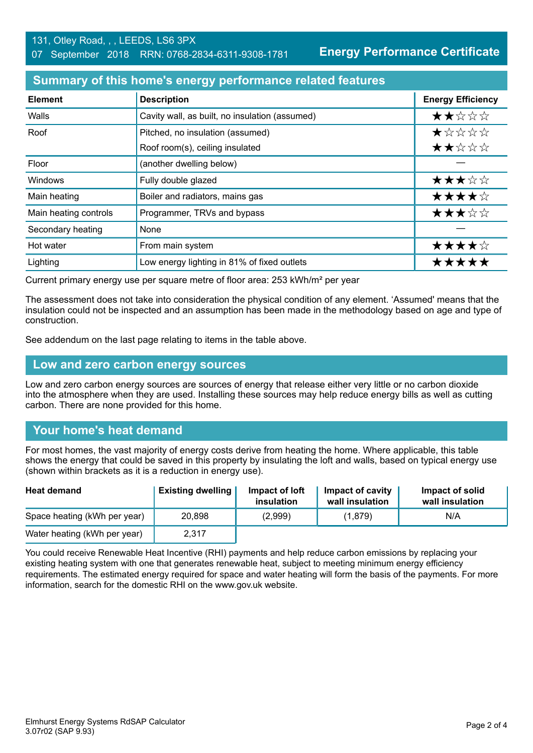131, Otley Road, , , LEEDS, LS6 3PX
07 September 2018 RRN: 0768-2834-6311-9308-1781

**Energy Performance Certificate**

## Summary of this home's energy performance related features

| Element | Description | Energy Efficiency |
|---|---|---|
| Walls | Cavity wall, as built, no insulation (assumed) | ★★☆☆☆ |
| Roof | Pitched, no insulation (assumed) | ★☆☆☆☆ |
| | Roof room(s), ceiling insulated | ★★☆☆☆ |
| Floor | (another dwelling below) | — |
| Windows | Fully double glazed | ★★★☆☆ |
| Main heating | Boiler and radiators, mains gas | ★★★★☆ |
| Main heating controls | Programmer, TRVs and bypass | ★★★☆☆ |
| Secondary heating | None | — |
| Hot water | From main system | ★★★★☆ |
| Lighting | Low energy lighting in 81% of fixed outlets | ★★★★★ |

Current primary energy use per square metre of floor area: 253 kWh/m² per year

The assessment does not take into consideration the physical condition of any element. 'Assumed' means that the insulation could not be inspected and an assumption has been made in the methodology based on age and type of construction.

See addendum on the last page relating to items in the table above.

## Low and zero carbon energy sources

Low and zero carbon energy sources are sources of energy that release either very little or no carbon dioxide into the atmosphere when they are used. Installing these sources may help reduce energy bills as well as cutting carbon. There are none provided for this home.

## Your home's heat demand

For most homes, the vast majority of energy costs derive from heating the home. Where applicable, this table shows the energy that could be saved in this property by insulating the loft and walls, based on typical energy use (shown within brackets as it is a reduction in energy use).

| Heat demand | Existing dwelling | Impact of loft insulation | Impact of cavity wall insulation | Impact of solid wall insulation |
|---|---|---|---|---|
| Space heating (kWh per year) | 20,898 | (2,999) | (1,879) | N/A |
| Water heating (kWh per year) | 2,317 | | | |

You could receive Renewable Heat Incentive (RHI) payments and help reduce carbon emissions by replacing your existing heating system with one that generates renewable heat, subject to meeting minimum energy efficiency requirements. The estimated energy required for space and water heating will form the basis of the payments. For more information, search for the domestic RHI on the www.gov.uk website.

Elmhurst Energy Systems RdSAP Calculator 3.07r02 (SAP 9.93)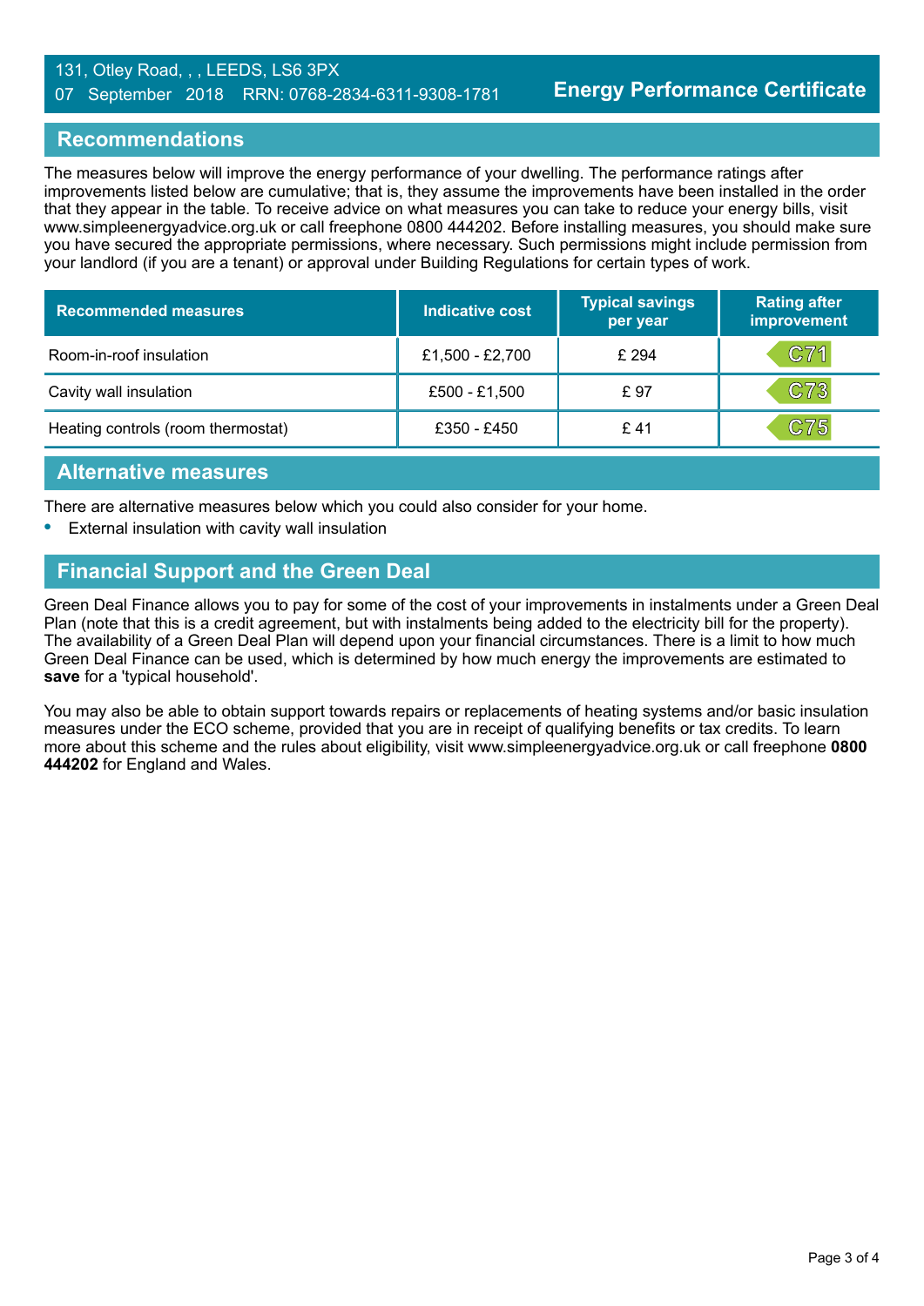131, Otley Road, , , LEEDS, LS6 3PX
07 September 2018 RRN: 0768-2834-6311-9308-1781

**Energy Performance Certificate**

## Recommendations

The measures below will improve the energy performance of your dwelling. The performance ratings after improvements listed below are cumulative; that is, they assume the improvements have been installed in the order that they appear in the table. To receive advice on what measures you can take to reduce your energy bills, visit www.simpleenergyadvice.org.uk or call freephone 0800 444202. Before installing measures, you should make sure you have secured the appropriate permissions, where necessary. Such permissions might include permission from your landlord (if you are a tenant) or approval under Building Regulations for certain types of work.

| Recommended measures | Indicative cost | Typical savings per year | Rating after improvement |
|---|---|---|---|
| Room-in-roof insulation | £1,500 - £2,700 | £ 294 | C71 |
| Cavity wall insulation | £500 - £1,500 | £ 97 | C73 |
| Heating controls (room thermostat) | £350 - £450 | £ 41 | C75 |

## Alternative measures

There are alternative measures below which you could also consider for your home.

- External insulation with cavity wall insulation

## Financial Support and the Green Deal

Green Deal Finance allows you to pay for some of the cost of your improvements in instalments under a Green Deal Plan (note that this is a credit agreement, but with instalments being added to the electricity bill for the property). The availability of a Green Deal Plan will depend upon your financial circumstances. There is a limit to how much Green Deal Finance can be used, which is determined by how much energy the improvements are estimated to **save** for a 'typical household'.

You may also be able to obtain support towards repairs or replacements of heating systems and/or basic insulation measures under the ECO scheme, provided that you are in receipt of qualifying benefits or tax credits. To learn more about this scheme and the rules about eligibility, visit www.simpleenergyadvice.org.uk or call freephone **0800 444202** for England and Wales.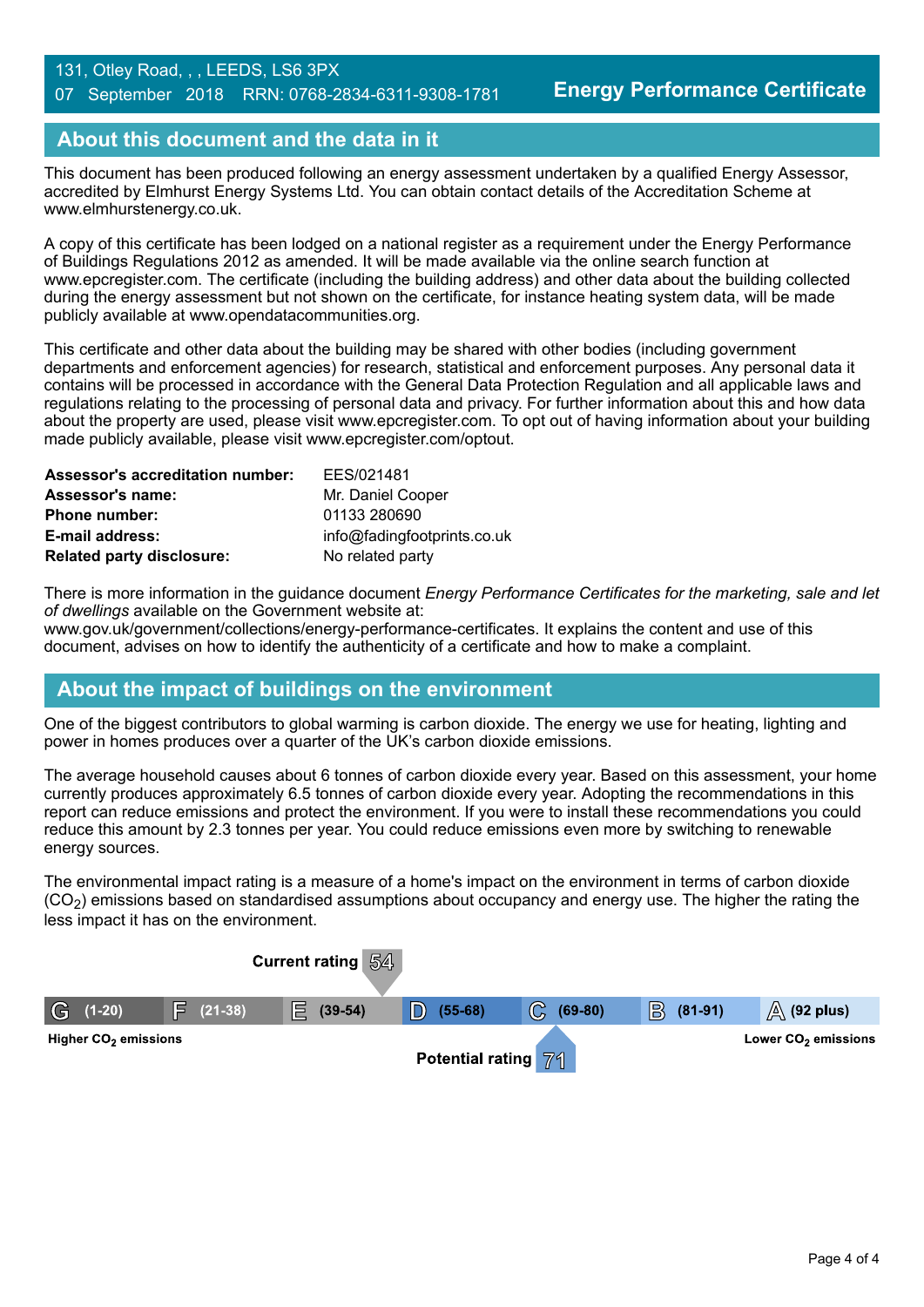131, Otley Road, , , LEEDS, LS6 3PX
07 September 2018 RRN: 0768-2834-6311-9308-1781

**Energy Performance Certificate**

## About this document and the data in it

This document has been produced following an energy assessment undertaken by a qualified Energy Assessor, accredited by Elmhurst Energy Systems Ltd. You can obtain contact details of the Accreditation Scheme at www.elmhurstenergy.co.uk.

A copy of this certificate has been lodged on a national register as a requirement under the Energy Performance of Buildings Regulations 2012 as amended. It will be made available via the online search function at www.epcregister.com. The certificate (including the building address) and other data about the building collected during the energy assessment but not shown on the certificate, for instance heating system data, will be made publicly available at www.opendatacommunities.org.

This certificate and other data about the building may be shared with other bodies (including government departments and enforcement agencies) for research, statistical and enforcement purposes. Any personal data it contains will be processed in accordance with the General Data Protection Regulation and all applicable laws and regulations relating to the processing of personal data and privacy. For further information about this and how data about the property are used, please visit www.epcregister.com. To opt out of having information about your building made publicly available, please visit www.epcregister.com/optout.

| | |
|---|---|
| **Assessor's accreditation number:** | EES/021481 |
| **Assessor's name:** | Mr. Daniel Cooper |
| **Phone number:** | 01133 280690 |
| **E-mail address:** | info@fadingfootprints.co.uk |
| **Related party disclosure:** | No related party |

There is more information in the guidance document *Energy Performance Certificates for the marketing, sale and let of dwellings* available on the Government website at: www.gov.uk/government/collections/energy-performance-certificates. It explains the content and use of this document, advises on how to identify the authenticity of a certificate and how to make a complaint.

## About the impact of buildings on the environment

One of the biggest contributors to global warming is carbon dioxide. The energy we use for heating, lighting and power in homes produces over a quarter of the UK's carbon dioxide emissions.

The average household causes about 6 tonnes of carbon dioxide every year. Based on this assessment, your home currently produces approximately 6.5 tonnes of carbon dioxide every year. Adopting the recommendations in this report can reduce emissions and protect the environment. If you were to install these recommendations you could reduce this amount by 2.3 tonnes per year. You could reduce emissions even more by switching to renewable energy sources.

The environmental impact rating is a measure of a home's impact on the environment in terms of carbon dioxide ($CO_2$) emissions based on standardised assumptions about occupancy and energy use. The higher the rating the less impact it has on the environment.

Current rating 54

G (1-20) F (21-38) E (39-54) D (55-68) C (69-80) B (81-91) A (92 plus)

Higher $CO_2$ emissions

Lower $CO_2$ emissions

Potential rating 71